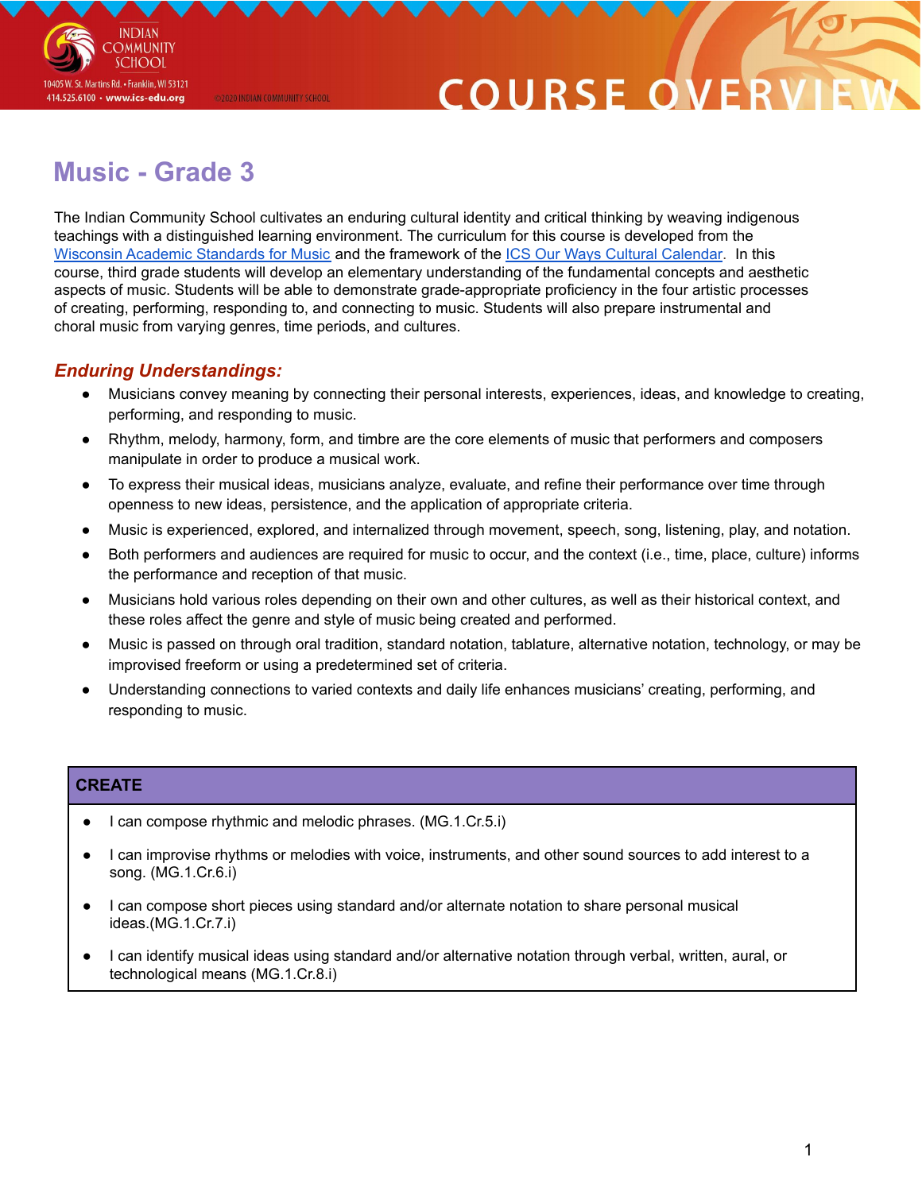# Music - Grade 3

The Indian Community School cultivates an enduring cultural identity and critical thinking by weaving indigenous teachings with a distinguished learning environment. The curriculum for this course is developed from the Wisconsin Academic Standards for Music and the framework of the ICS Our Ways Cultural Calendar. In this course, third grade students will develop an elementary understanding of the fundamental concepts and aesthetic aspects of music. Students will be able to demonstrate grade-appropriate proficiency in the four artistic processes of creating, performing, responding to, and connecting to music. Students will also prepare instrumental and choral music from varying genres, time periods, and cultures.

## *Enduring Understandings:*

- Musicians convey meaning by connecting their personal interests, experiences, ideas, and knowledge to creating, performing, and responding to music.
- Rhythm, melody, harmony, form, and timbre are the core elements of music that performers and composers manipulate in order to produce a musical work.
- To express their musical ideas, musicians analyze, evaluate, and refine their performance over time through openness to new ideas, persistence, and the application of appropriate criteria.
- Music is experienced, explored, and internalized through movement, speech, song, listening, play, and notation.
- Both performers and audiences are required for music to occur, and the context (i.e., time, place, culture) informs the performance and reception of that music.
- Musicians hold various roles depending on their own and other cultures, as well as their historical context, and these roles affect the genre and style of music being created and performed.
- Music is passed on through oral tradition, standard notation, tablature, alternative notation, technology, or may be improvised freeform or using a predetermined set of criteria.
- Understanding connections to varied contexts and daily life enhances musicians' creating, performing, and responding to music.

| CREATE |
|---|
| • I can compose rhythmic and melodic phrases. (MG.1.Cr.5.i) |
| • I can improvise rhythms or melodies with voice, instruments, and other sound sources to add interest to a song. (MG.1.Cr.6.i) |
| • I can compose short pieces using standard and/or alternate notation to share personal musical ideas.(MG.1.Cr.7.i) |
| • I can identify musical ideas using standard and/or alternative notation through verbal, written, aural, or technological means (MG.1.Cr.8.i) |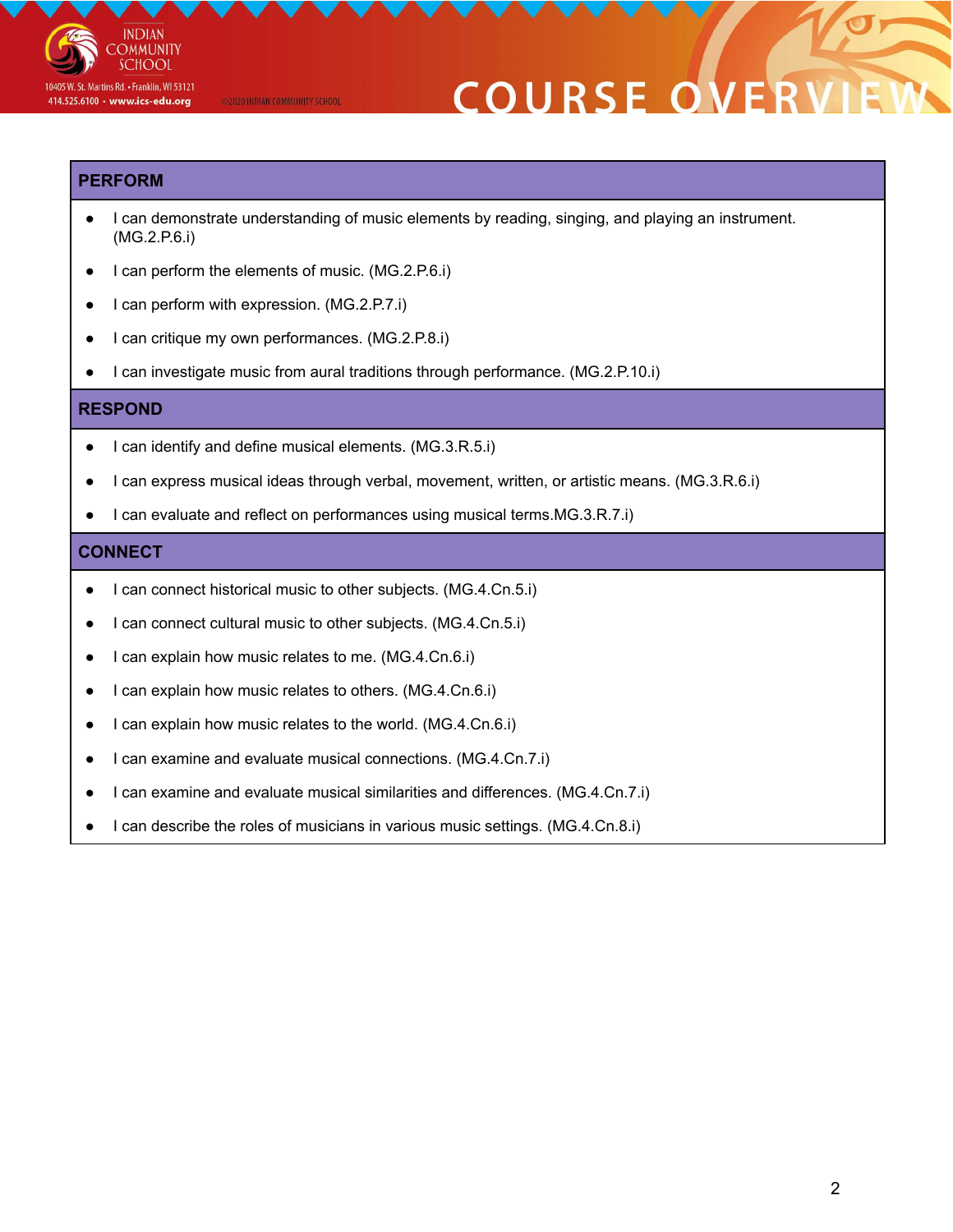# COURSE OVERVIEW

## PERFORM

- I can demonstrate understanding of music elements by reading, singing, and playing an instrument. (MG.2.P.6.i)
- I can perform the elements of music. (MG.2.P.6.i)
- I can perform with expression. (MG.2.P.7.i)
- I can critique my own performances. (MG.2.P.8.i)
- I can investigate music from aural traditions through performance. (MG.2.P.10.i)

## RESPOND

- I can identify and define musical elements. (MG.3.R.5.i)
- I can express musical ideas through verbal, movement, written, or artistic means. (MG.3.R.6.i)
- I can evaluate and reflect on performances using musical terms.MG.3.R.7.i)

## CONNECT

- I can connect historical music to other subjects. (MG.4.Cn.5.i)
- I can connect cultural music to other subjects. (MG.4.Cn.5.i)
- I can explain how music relates to me. (MG.4.Cn.6.i)
- I can explain how music relates to others. (MG.4.Cn.6.i)
- I can explain how music relates to the world. (MG.4.Cn.6.i)
- I can examine and evaluate musical connections. (MG.4.Cn.7.i)
- I can examine and evaluate musical similarities and differences. (MG.4.Cn.7.i)
- I can describe the roles of musicians in various music settings. (MG.4.Cn.8.i)